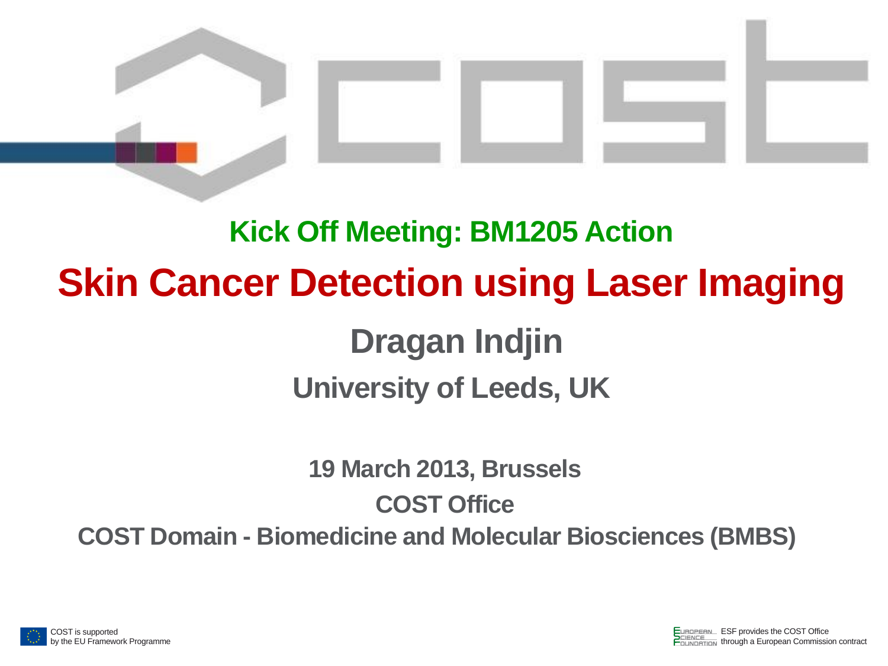## Kick Off Meeting: BM1205 Action

# Skin Cancer Detection using Laser Imaging

## Dragan Indjin

### University of Leeds, UK

**19 March 2013, Brussels**

**COST Office**

**COST Domain - Biomedicine and Molecular Biosciences (BMBS)**

COST is supported by the EU Framework Programme

ESF provides the COST Office through a European Commission contract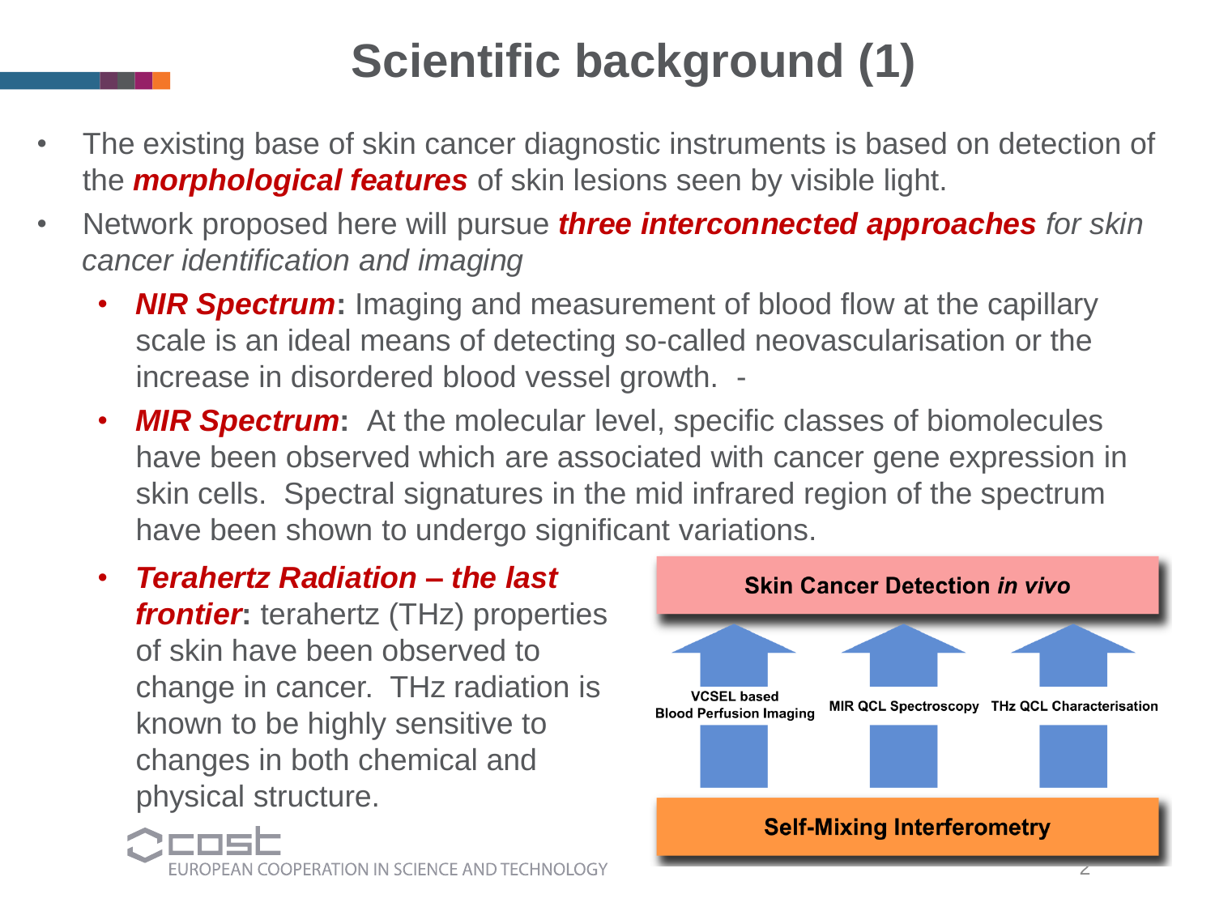# Scientific background (1)

- The existing base of skin cancer diagnostic instruments is based on detection of the ***morphological features*** of skin lesions seen by visible light.
- Network proposed here will pursue ***three interconnected approaches*** *for skin cancer identification and imaging*
  - ***NIR Spectrum*****:** Imaging and measurement of blood flow at the capillary scale is an ideal means of detecting so-called neovascularisation or the increase in disordered blood vessel growth. -
  - ***MIR Spectrum*****:** At the molecular level, specific classes of biomolecules have been observed which are associated with cancer gene expression in skin cells. Spectral signatures in the mid infrared region of the spectrum have been shown to undergo significant variations.
  - ***Terahertz Radiation – the last frontier*****:** terahertz (THz) properties of skin have been observed to change in cancer. THz radiation is known to be highly sensitive to changes in both chemical and physical structure.

**Skin Cancer Detection *in vivo***

**VCSEL based Blood Perfusion Imaging** | **MIR QCL Spectroscopy** | **THz QCL Characterisation**

**Self-Mixing Interferometry**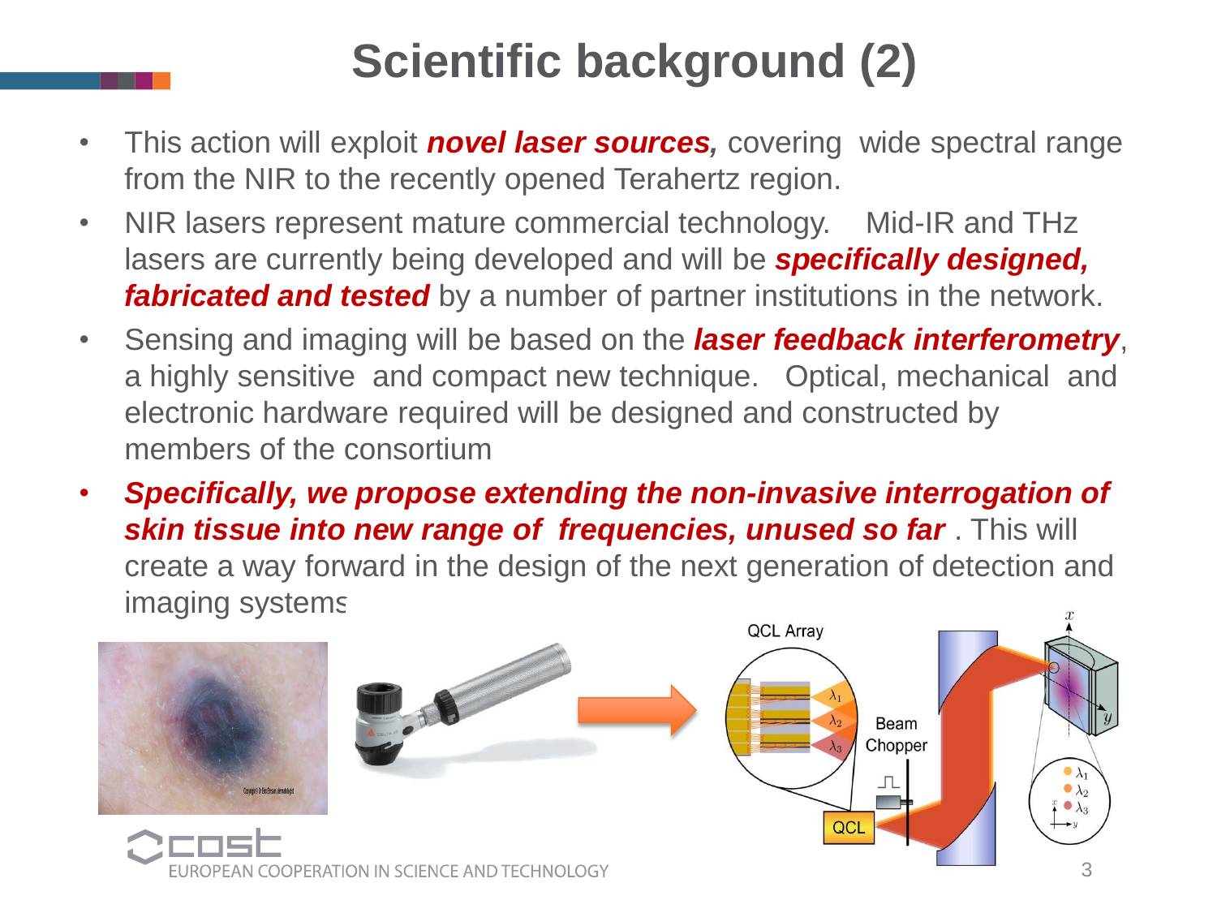# Scientific background (2)

- This action will exploit ***novel laser sources,*** covering wide spectral range from the NIR to the recently opened Terahertz region.
- NIR lasers represent mature commercial technology. Mid-IR and THz lasers are currently being developed and will be ***specifically designed, fabricated and tested*** by a number of partner institutions in the network.
- Sensing and imaging will be based on the ***laser feedback interferometry***, a highly sensitive and compact new technique. Optical, mechanical and electronic hardware required will be designed and constructed by members of the consortium
- ***Specifically, we propose extending the non-invasive interrogation of skin tissue into new range of frequencies, unused so far*** . This will create a way forward in the design of the next generation of detection and imaging systems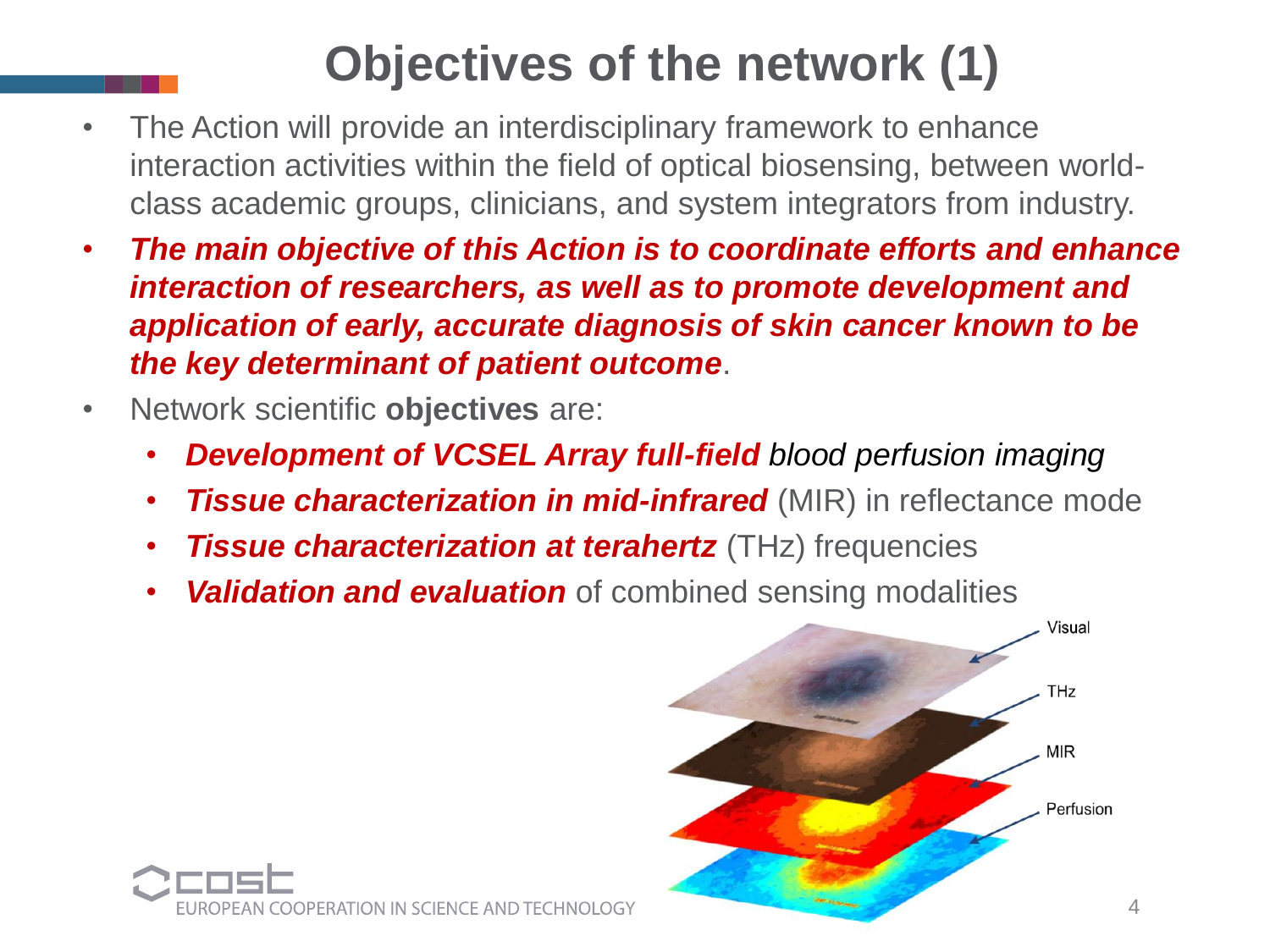# Objectives of the network (1)

- The Action will provide an interdisciplinary framework to enhance interaction activities within the field of optical biosensing, between world-class academic groups, clinicians, and system integrators from industry.
- ***The main objective of this Action is to coordinate efforts and enhance interaction of researchers, as well as to promote development and application of early, accurate diagnosis of skin cancer known to be the key determinant of patient outcome***.
- Network scientific **objectives** are:
  - ***Development of VCSEL Array full-field*** *blood perfusion imaging*
  - ***Tissue characterization in mid-infrared*** (MIR) in reflectance mode
  - ***Tissue characterization at terahertz*** (THz) frequencies
  - ***Validation and evaluation*** of combined sensing modalities

Visual

THz

MIR

Perfusion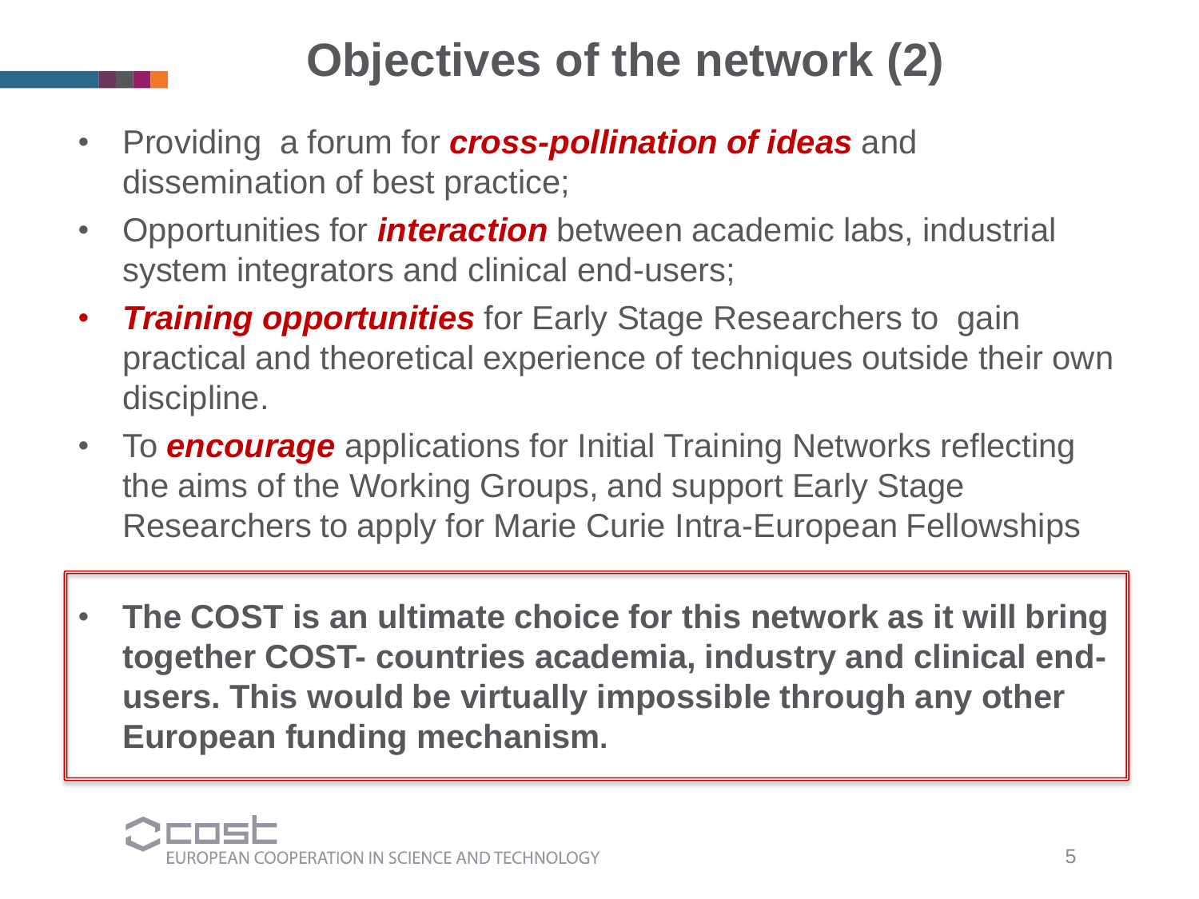# Objectives of the network (2)

- Providing a forum for ***cross-pollination of ideas*** and dissemination of best practice;
- Opportunities for ***interaction*** between academic labs, industrial system integrators and clinical end-users;
- ***Training opportunities*** for Early Stage Researchers to gain practical and theoretical experience of techniques outside their own discipline.
- To ***encourage*** applications for Initial Training Networks reflecting the aims of the Working Groups, and support Early Stage Researchers to apply for Marie Curie Intra-European Fellowships

- **The COST is an ultimate choice for this network as it will bring together COST- countries academia, industry and clinical end-users. This would be virtually impossible through any other European funding mechanism.**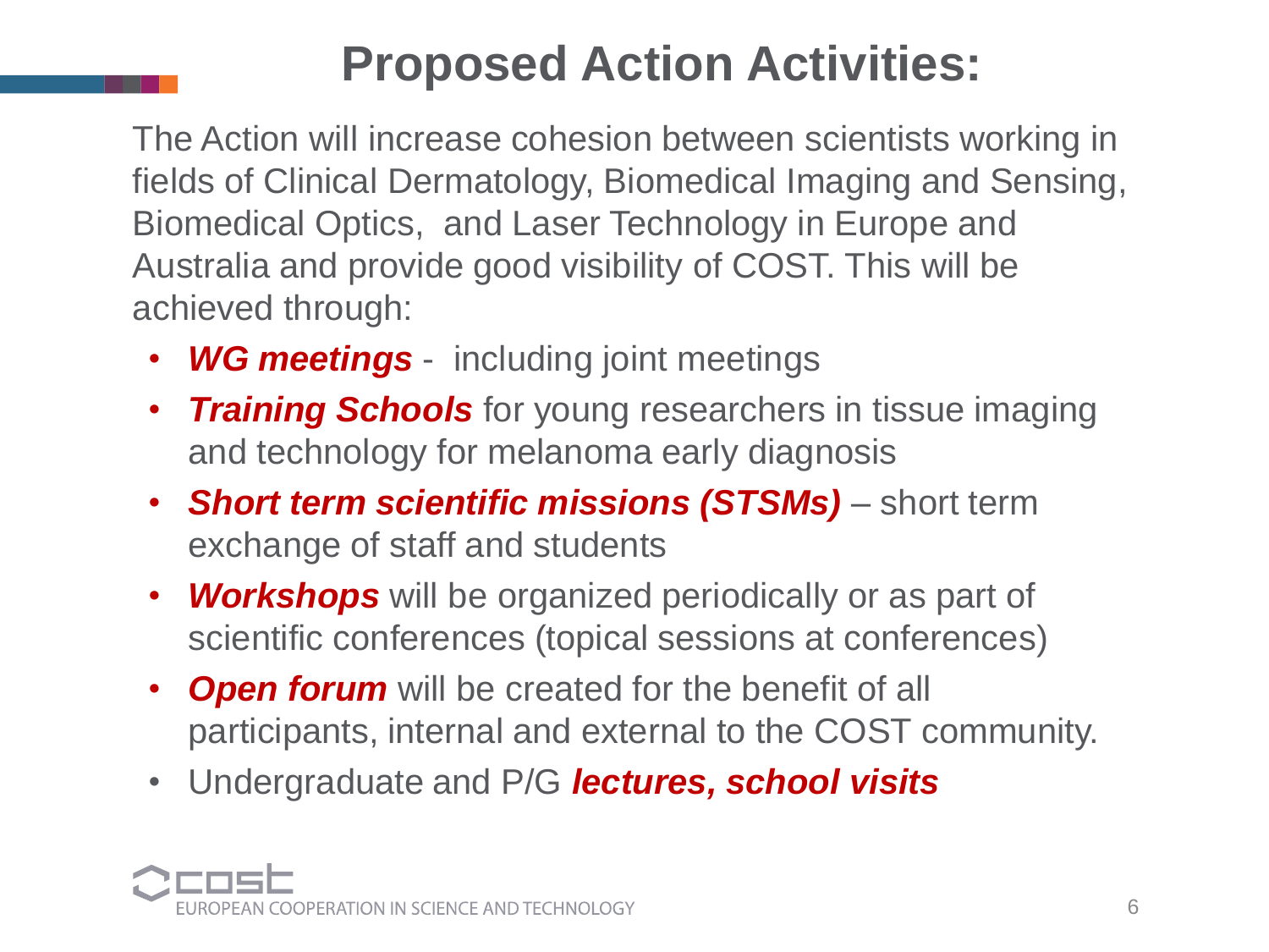# Proposed Action Activities:

The Action will increase cohesion between scientists working in fields of Clinical Dermatology, Biomedical Imaging and Sensing, Biomedical Optics,  and Laser Technology in Europe and Australia and provide good visibility of COST. This will be achieved through:

- ***WG meetings*** -  including joint meetings
- ***Training Schools*** for young researchers in tissue imaging and technology for melanoma early diagnosis
- ***Short term scientific missions (STSMs)*** – short term exchange of staff and students
- ***Workshops*** will be organized periodically or as part of scientific conferences (topical sessions at conferences)
- ***Open forum*** will be created for the benefit of all participants, internal and external to the COST community.
- Undergraduate and P/G ***lectures, school visits***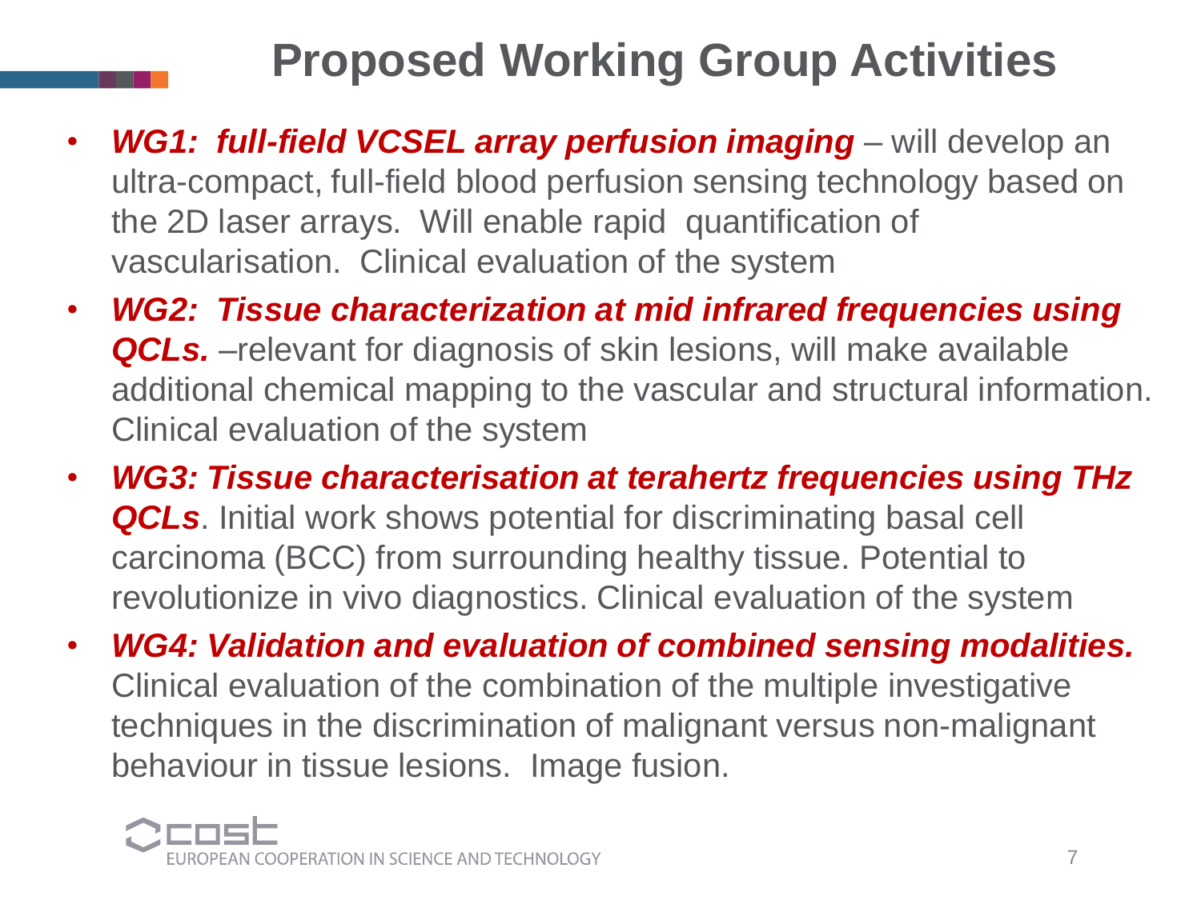# Proposed Working Group Activities

- ***WG1: full-field VCSEL array perfusion imaging*** – will develop an ultra-compact, full-field blood perfusion sensing technology based on the 2D laser arrays. Will enable rapid quantification of vascularisation. Clinical evaluation of the system
- ***WG2: Tissue characterization at mid infrared frequencies using QCLs.*** –relevant for diagnosis of skin lesions, will make available additional chemical mapping to the vascular and structural information. Clinical evaluation of the system
- ***WG3: Tissue characterisation at terahertz frequencies using THz QCLs***. Initial work shows potential for discriminating basal cell carcinoma (BCC) from surrounding healthy tissue. Potential to revolutionize in vivo diagnostics. Clinical evaluation of the system
- ***WG4: Validation and evaluation of combined sensing modalities.*** Clinical evaluation of the combination of the multiple investigative techniques in the discrimination of malignant versus non-malignant behaviour in tissue lesions. Image fusion.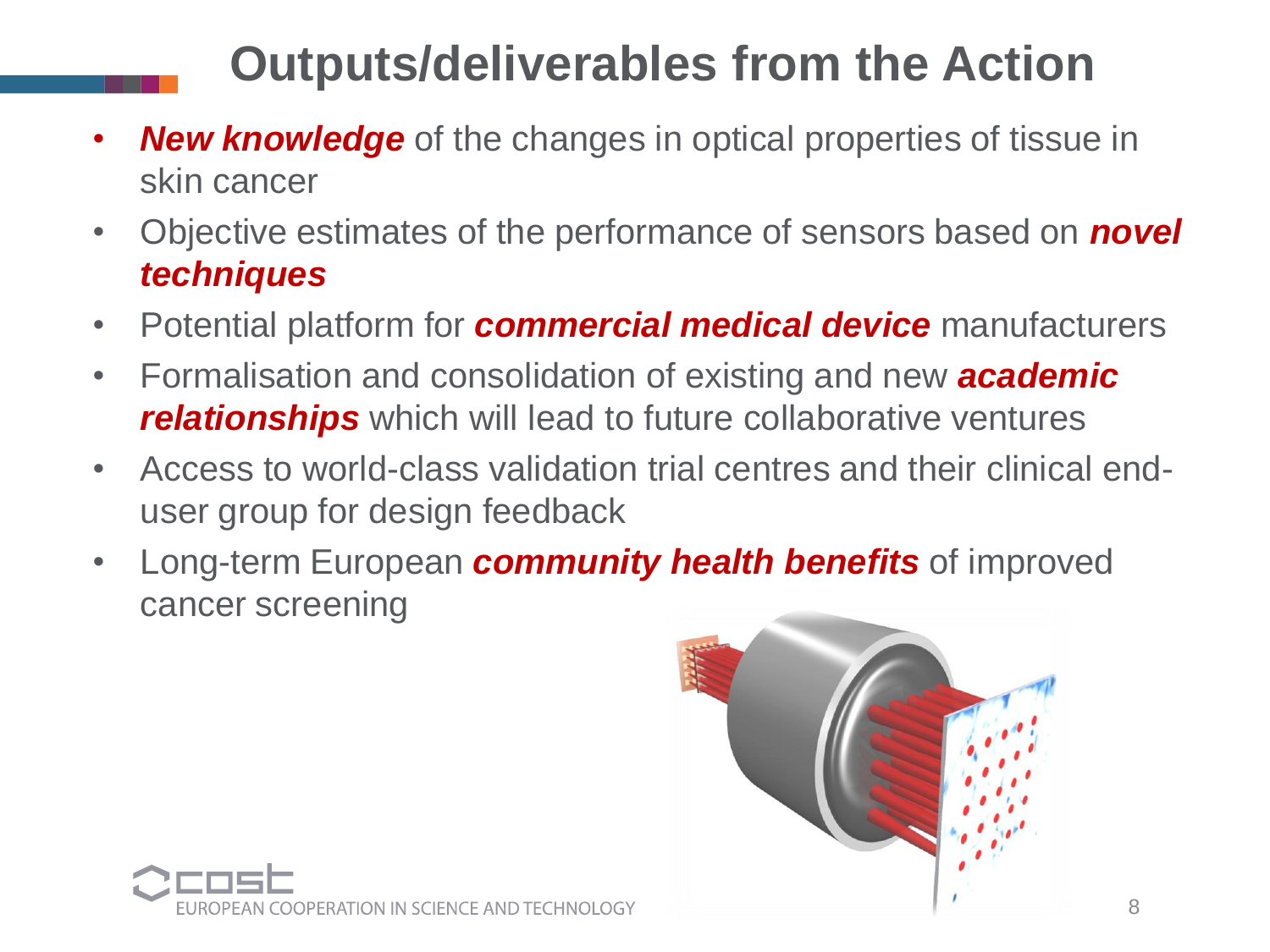# Outputs/deliverables from the Action

- ***New knowledge*** of the changes in optical properties of tissue in skin cancer
- Objective estimates of the performance of sensors based on ***novel techniques***
- Potential platform for ***commercial medical device*** manufacturers
- Formalisation and consolidation of existing and new ***academic relationships*** which will lead to future collaborative ventures
- Access to world-class validation trial centres and their clinical end-user group for design feedback
- Long-term European ***community health benefits*** of improved cancer screening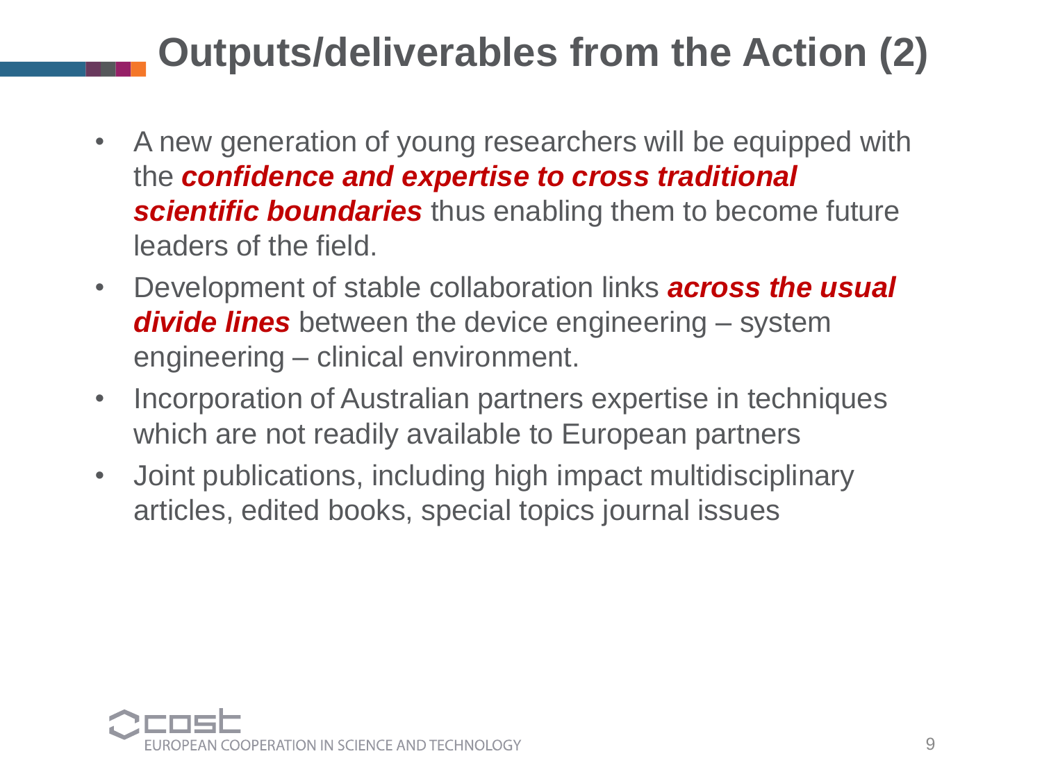# Outputs/deliverables from the Action (2)

- A new generation of young researchers will be equipped with the ***confidence and expertise to cross traditional scientific boundaries*** thus enabling them to become future leaders of the field.
- Development of stable collaboration links ***across the usual divide lines*** between the device engineering – system engineering – clinical environment.
- Incorporation of Australian partners expertise in techniques which are not readily available to European partners
- Joint publications, including high impact multidisciplinary articles, edited books, special topics journal issues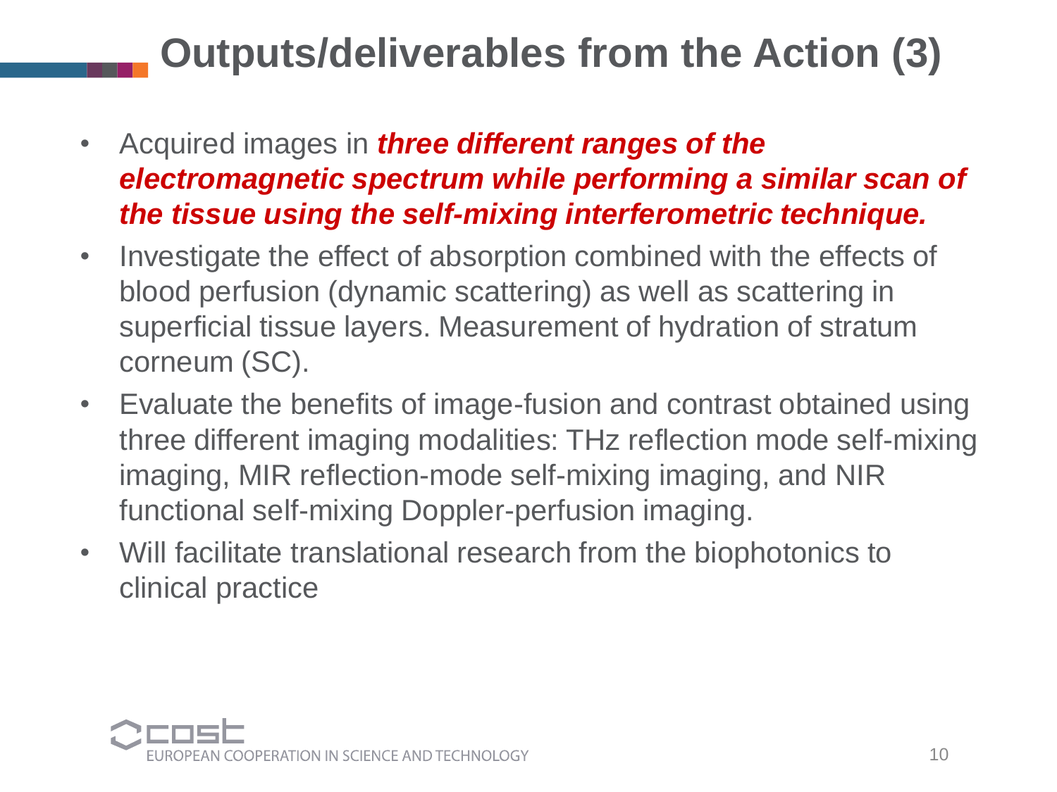# Outputs/deliverables from the Action (3)

- Acquired images in ***three different ranges of the electromagnetic spectrum while performing a similar scan of the tissue using the self-mixing interferometric technique.***
- Investigate the effect of absorption combined with the effects of blood perfusion (dynamic scattering) as well as scattering in superficial tissue layers. Measurement of hydration of stratum corneum (SC).
- Evaluate the benefits of image-fusion and contrast obtained using three different imaging modalities: THz reflection mode self-mixing imaging, MIR reflection-mode self-mixing imaging, and NIR functional self-mixing Doppler-perfusion imaging.
- Will facilitate translational research from the biophotonics to clinical practice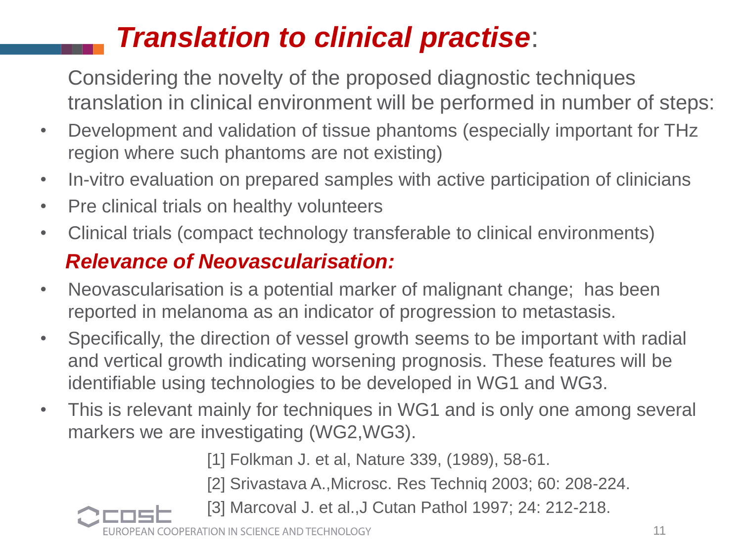# ***Translation to clinical practise***:

Considering the novelty of the proposed diagnostic techniques translation in clinical environment will be performed in number of steps:

- Development and validation of tissue phantoms (especially important for THz region where such phantoms are not existing)
- In-vitro evaluation on prepared samples with active participation of clinicians
- Pre clinical trials on healthy volunteers
- Clinical trials (compact technology transferable to clinical environments)

## ***Relevance of Neovascularisation:***

- Neovascularisation is a potential marker of malignant change; has been reported in melanoma as an indicator of progression to metastasis.
- Specifically, the direction of vessel growth seems to be important with radial and vertical growth indicating worsening prognosis. These features will be identifiable using technologies to be developed in WG1 and WG3.
- This is relevant mainly for techniques in WG1 and is only one among several markers we are investigating (WG2,WG3).

[1] Folkman J. et al, Nature 339, (1989), 58-61.

[2] Srivastava A.,Microsc. Res Techniq 2003; 60: 208-224.

[3] Marcoval J. et al.,J Cutan Pathol 1997; 24: 212-218.

cost
EUROPEAN COOPERATION IN SCIENCE AND TECHNOLOGY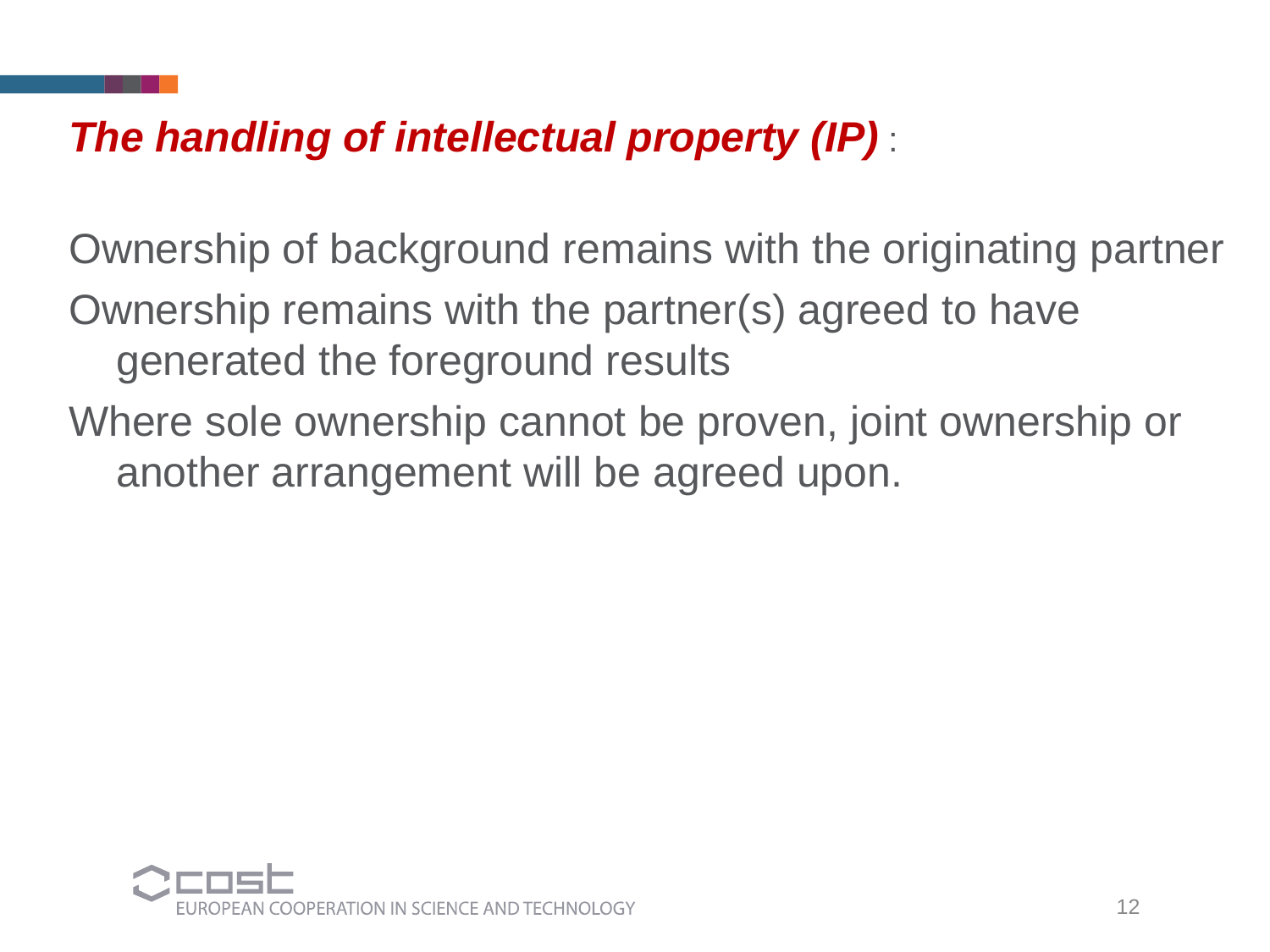## ***The handling of intellectual property (IP)*** :

Ownership of background remains with the originating partner

Ownership remains with the partner(s) agreed to have generated the foreground results

Where sole ownership cannot be proven, joint ownership or another arrangement will be agreed upon.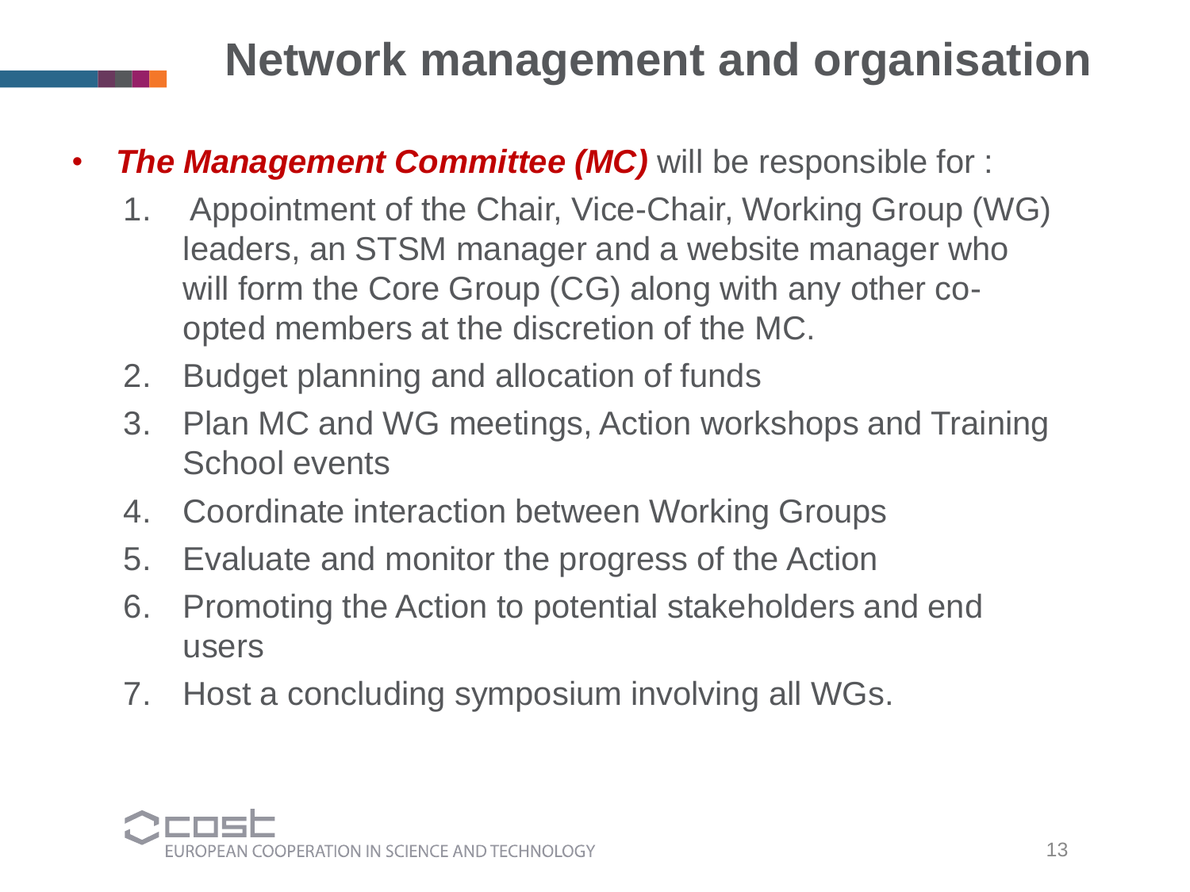# Network management and organisation

- ***The Management Committee (MC)*** will be responsible for :
  1. Appointment of the Chair, Vice-Chair, Working Group (WG) leaders, an STSM manager and a website manager who will form the Core Group (CG) along with any other co-opted members at the discretion of the MC.
  2. Budget planning and allocation of funds
  3. Plan MC and WG meetings, Action workshops and Training School events
  4. Coordinate interaction between Working Groups
  5. Evaluate and monitor the progress of the Action
  6. Promoting the Action to potential stakeholders and end users
  7. Host a concluding symposium involving all WGs.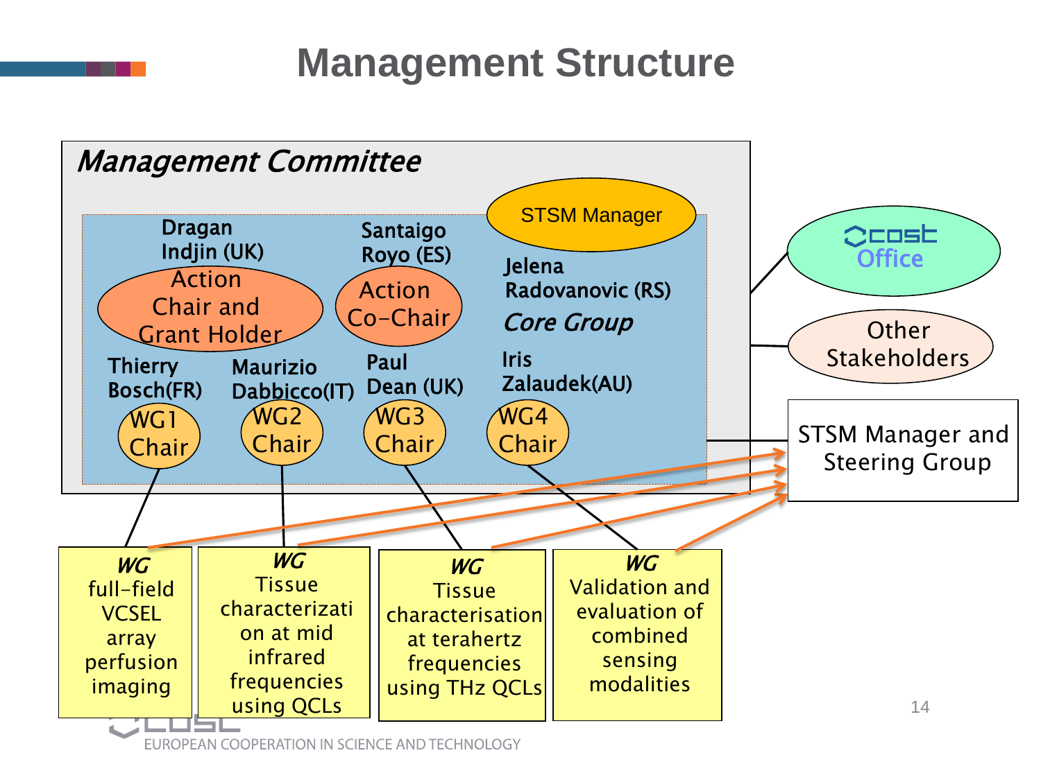# Management Structure

*Management Committee*

**Core Group**

- Dragan Indjin (UK) — Action Chair and Grant Holder
- Santaigo Royo (ES) — Action Co-Chair
- Jelena Radovanovic (RS) — STSM Manager
- Thierry Bosch(FR) — WG1 Chair
- Maurizio Dabbicco(IT) — WG2 Chair
- Paul Dean (UK) — WG3 Chair
- Iris Zalaudek(AU) — WG4 Chair

COST Office

Other Stakeholders

STSM Manager and Steering Group

- ***WG*** full-field VCSEL array perfusion imaging
- ***WG*** Tissue characterization at mid infrared frequencies using QCLs
- ***WG*** Tissue characterisation at terahertz frequencies using THz QCLs
- ***WG*** Validation and evaluation of combined sensing modalities

EUROPEAN COOPERATION IN SCIENCE AND TECHNOLOGY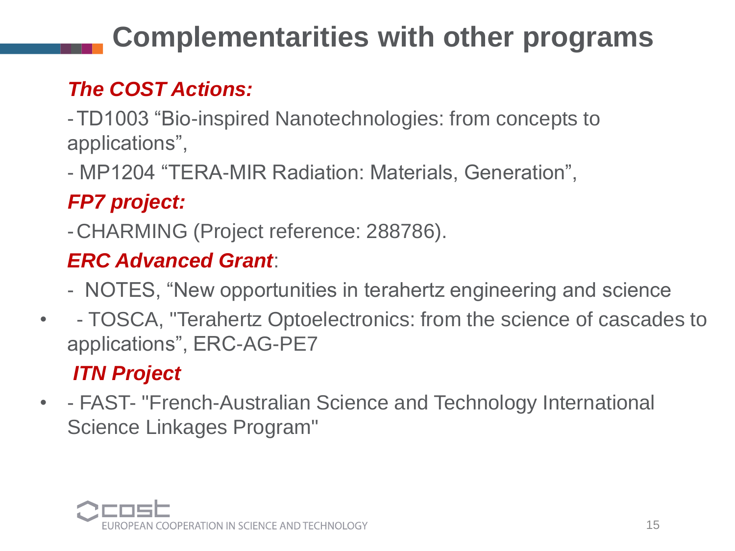# Complementarities with other programs

***The COST Actions:***

- TD1003 “Bio-inspired Nanotechnologies: from concepts to applications”,
- MP1204 “TERA-MIR Radiation: Materials, Generation”,

***FP7 project:***

- CHARMING (Project reference: 288786).

***ERC Advanced Grant***:

- NOTES, “New opportunities in terahertz engineering and science
- TOSCA, "Terahertz Optoelectronics: from the science of cascades to applications”, ERC-AG-PE7

***ITN Project***

- FAST- "French-Australian Science and Technology International Science Linkages Program"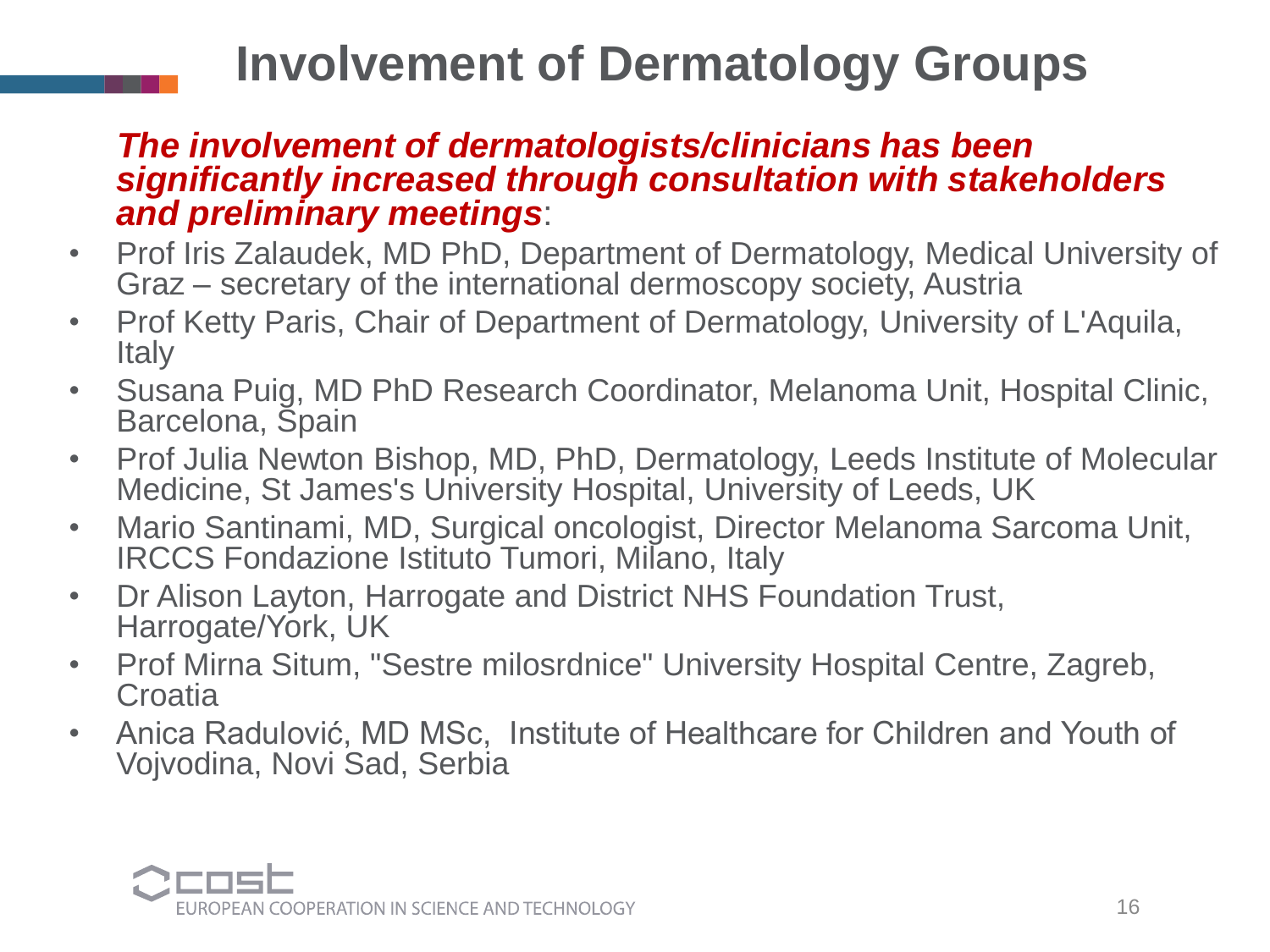# Involvement of Dermatology Groups

***The involvement of dermatologists/clinicians has been significantly increased through consultation with stakeholders and preliminary meetings***:

- Prof Iris Zalaudek, MD PhD, Department of Dermatology, Medical University of Graz – secretary of the international dermoscopy society, Austria
- Prof Ketty Paris, Chair of Department of Dermatology, University of L'Aquila, Italy
- Susana Puig, MD PhD Research Coordinator, Melanoma Unit, Hospital Clinic, Barcelona, Spain
- Prof Julia Newton Bishop, MD, PhD, Dermatology, Leeds Institute of Molecular Medicine, St James's University Hospital, University of Leeds, UK
- Mario Santinami, MD, Surgical oncologist, Director Melanoma Sarcoma Unit, IRCCS Fondazione Istituto Tumori, Milano, Italy
- Dr Alison Layton, Harrogate and District NHS Foundation Trust, Harrogate/York, UK
- Prof Mirna Situm, "Sestre milosrdnice" University Hospital Centre, Zagreb, Croatia
- Anica Radulović, MD MSc, Institute of Healthcare for Children and Youth of Vojvodina, Novi Sad, Serbia

COST EUROPEAN COOPERATION IN SCIENCE AND TECHNOLOGY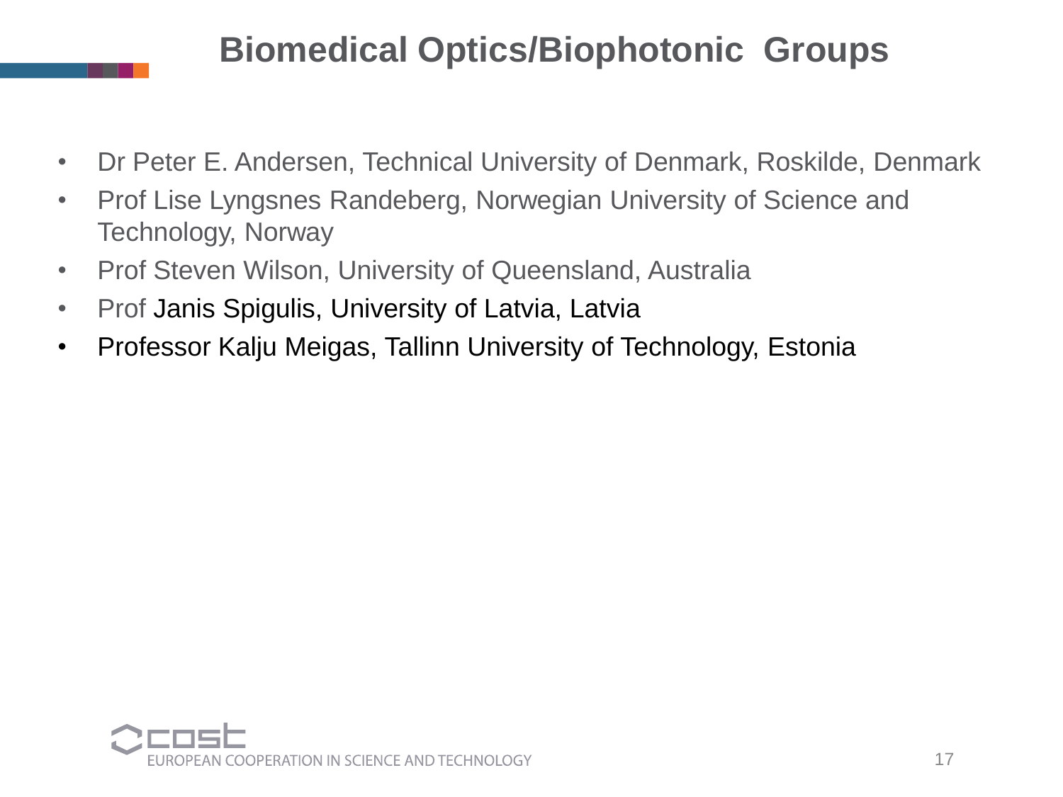# Biomedical Optics/Biophotonic Groups

- Dr Peter E. Andersen, Technical University of Denmark, Roskilde, Denmark
- Prof Lise Lyngsnes Randeberg, Norwegian University of Science and Technology, Norway
- Prof Steven Wilson, University of Queensland, Australia
- Prof Janis Spigulis, University of Latvia, Latvia
- Professor Kalju Meigas, Tallinn University of Technology, Estonia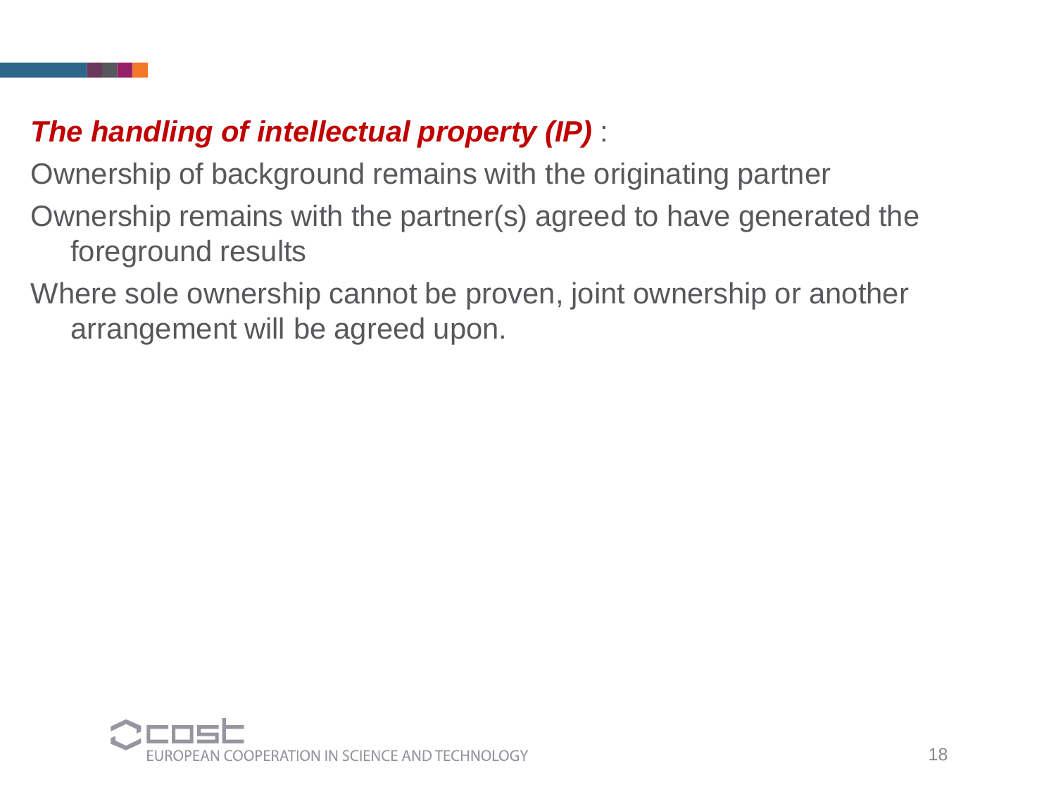***The handling of intellectual property (IP)*** :

Ownership of background remains with the originating partner

Ownership remains with the partner(s) agreed to have generated the foreground results

Where sole ownership cannot be proven, joint ownership or another arrangement will be agreed upon.